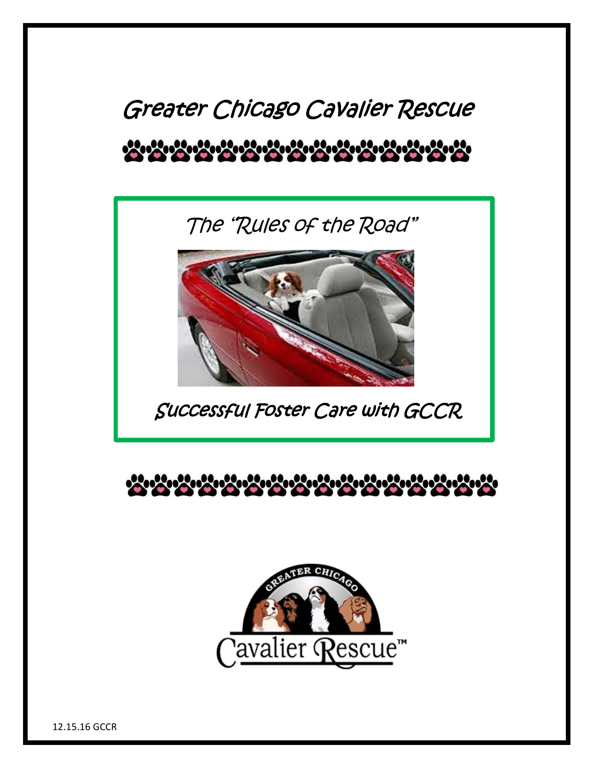# Greater Chicago Cavalier Rescue

## The "Rules of the Road"

## Successful Foster Care with GCCR

12.15.16 GCCR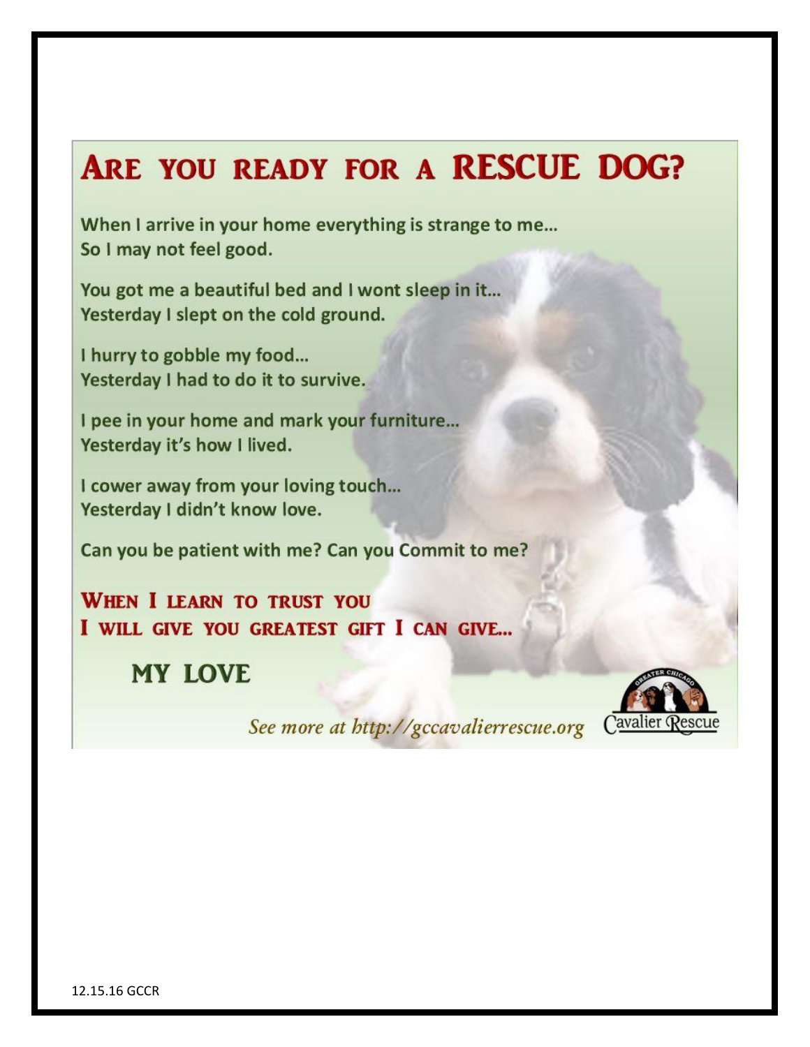# ARE YOU READY FOR A RESCUE DOG?

When I arrive in your home everything is strange to me…
So I may not feel good.

You got me a beautiful bed and I wont sleep in it…
Yesterday I slept on the cold ground.

I hurry to gobble my food…
Yesterday I had to do it to survive.

I pee in your home and mark your furniture…
Yesterday it's how I lived.

I cower away from your loving touch…
Yesterday I didn't know love.

Can you be patient with me? Can you Commit to me?

**WHEN I LEARN TO TRUST YOU**
**I WILL GIVE YOU GREATEST GIFT I CAN GIVE…**

**MY LOVE**

*See more at http://gccavalierrescue.org*

Greater Chicago Cavalier Rescue

12.15.16 GCCR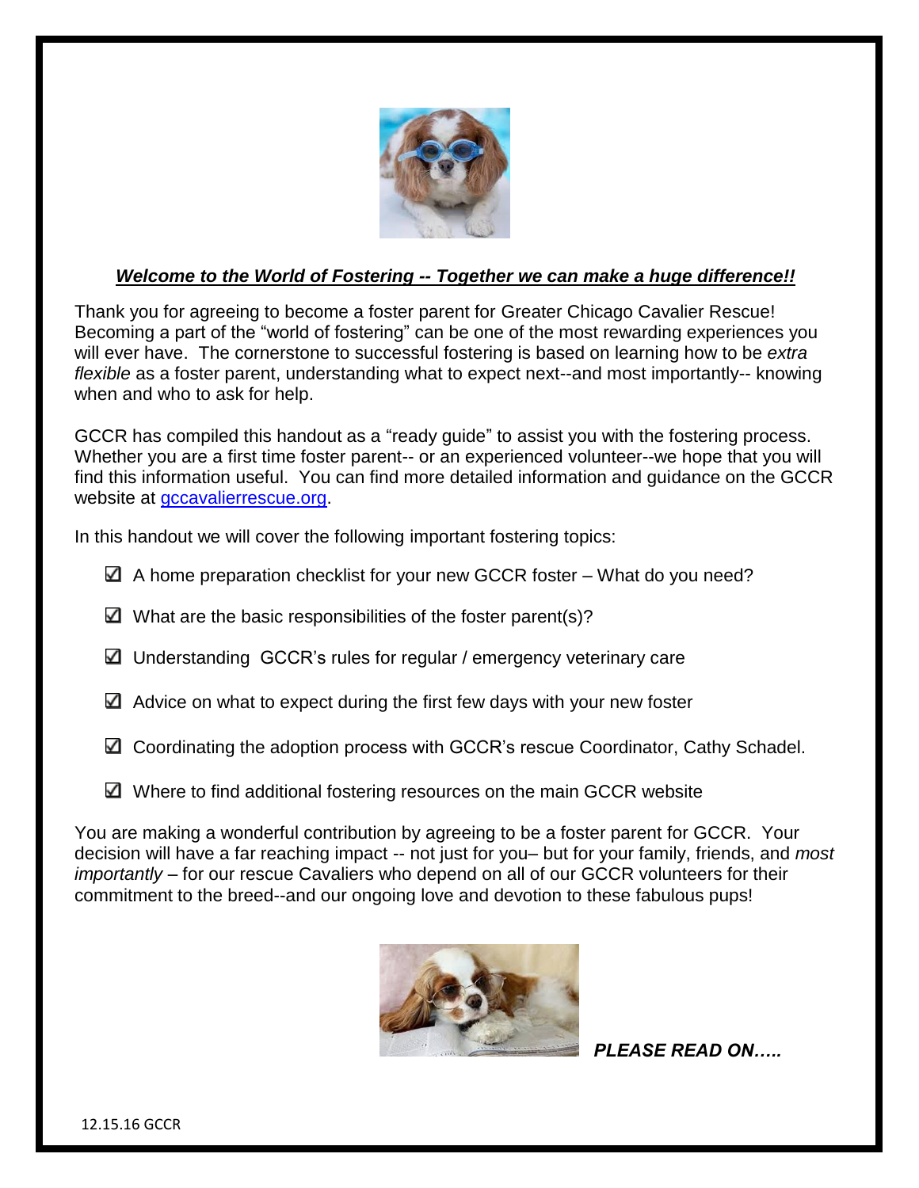***Welcome to the World of Fostering -- Together we can make a huge difference!!***

Thank you for agreeing to become a foster parent for Greater Chicago Cavalier Rescue! Becoming a part of the "world of fostering" can be one of the most rewarding experiences you will ever have. The cornerstone to successful fostering is based on learning how to be *extra flexible* as a foster parent, understanding what to expect next--and most importantly-- knowing when and who to ask for help.

GCCR has compiled this handout as a "ready guide" to assist you with the fostering process. Whether you are a first time foster parent-- or an experienced volunteer--we hope that you will find this information useful. You can find more detailed information and guidance on the GCCR website at gccavalierrescue.org.

In this handout we will cover the following important fostering topics:

- ☑ A home preparation checklist for your new GCCR foster – What do you need?
- ☑ What are the basic responsibilities of the foster parent(s)?
- ☑ Understanding GCCR's rules for regular / emergency veterinary care
- ☑ Advice on what to expect during the first few days with your new foster
- ☑ Coordinating the adoption process with GCCR's rescue Coordinator, Cathy Schadel.
- ☑ Where to find additional fostering resources on the main GCCR website

You are making a wonderful contribution by agreeing to be a foster parent for GCCR. Your decision will have a far reaching impact -- not just for you– but for your family, friends, and *most importantly* – for our rescue Cavaliers who depend on all of our GCCR volunteers for their commitment to the breed--and our ongoing love and devotion to these fabulous pups!

***PLEASE READ ON…..***

12.15.16 GCCR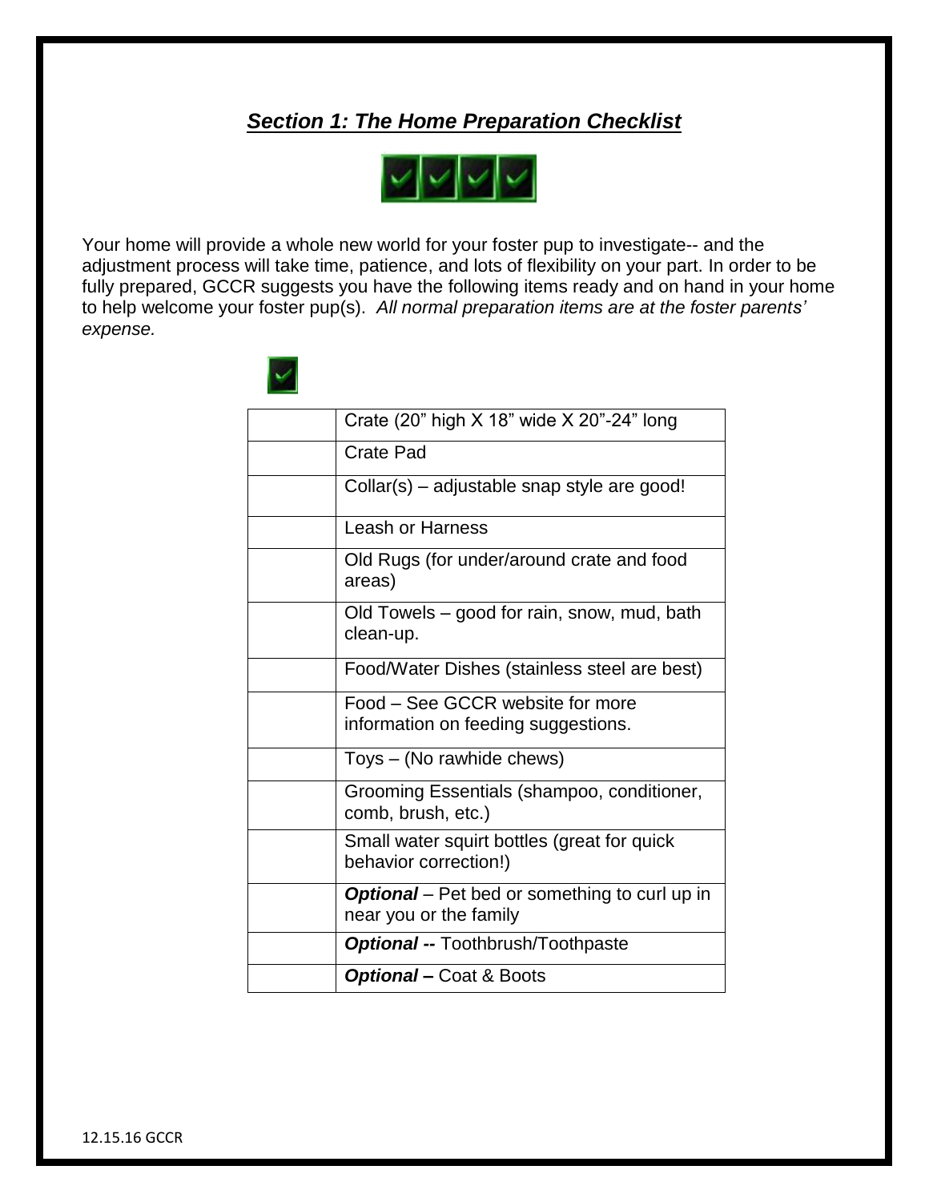## ***Section 1: The Home Preparation Checklist***

Your home will provide a whole new world for your foster pup to investigate-- and the adjustment process will take time, patience, and lots of flexibility on your part. In order to be fully prepared, GCCR suggests you have the following items ready and on hand in your home to help welcome your foster pup(s). *All normal preparation items are at the foster parents' expense.*

| ✓ | Item |
|---|---|
| | Crate (20" high X 18" wide X 20"-24" long |
| | Crate Pad |
| | Collar(s) – adjustable snap style are good! |
| | Leash or Harness |
| | Old Rugs (for under/around crate and food areas) |
| | Old Towels – good for rain, snow, mud, bath clean-up. |
| | Food/Water Dishes (stainless steel are best) |
| | Food – See GCCR website for more information on feeding suggestions. |
| | Toys – (No rawhide chews) |
| | Grooming Essentials (shampoo, conditioner, comb, brush, etc.) |
| | Small water squirt bottles (great for quick behavior correction!) |
| | ***Optional*** – Pet bed or something to curl up in near you or the family |
| | ***Optional --*** Toothbrush/Toothpaste |
| | ***Optional –*** Coat & Boots |

12.15.16 GCCR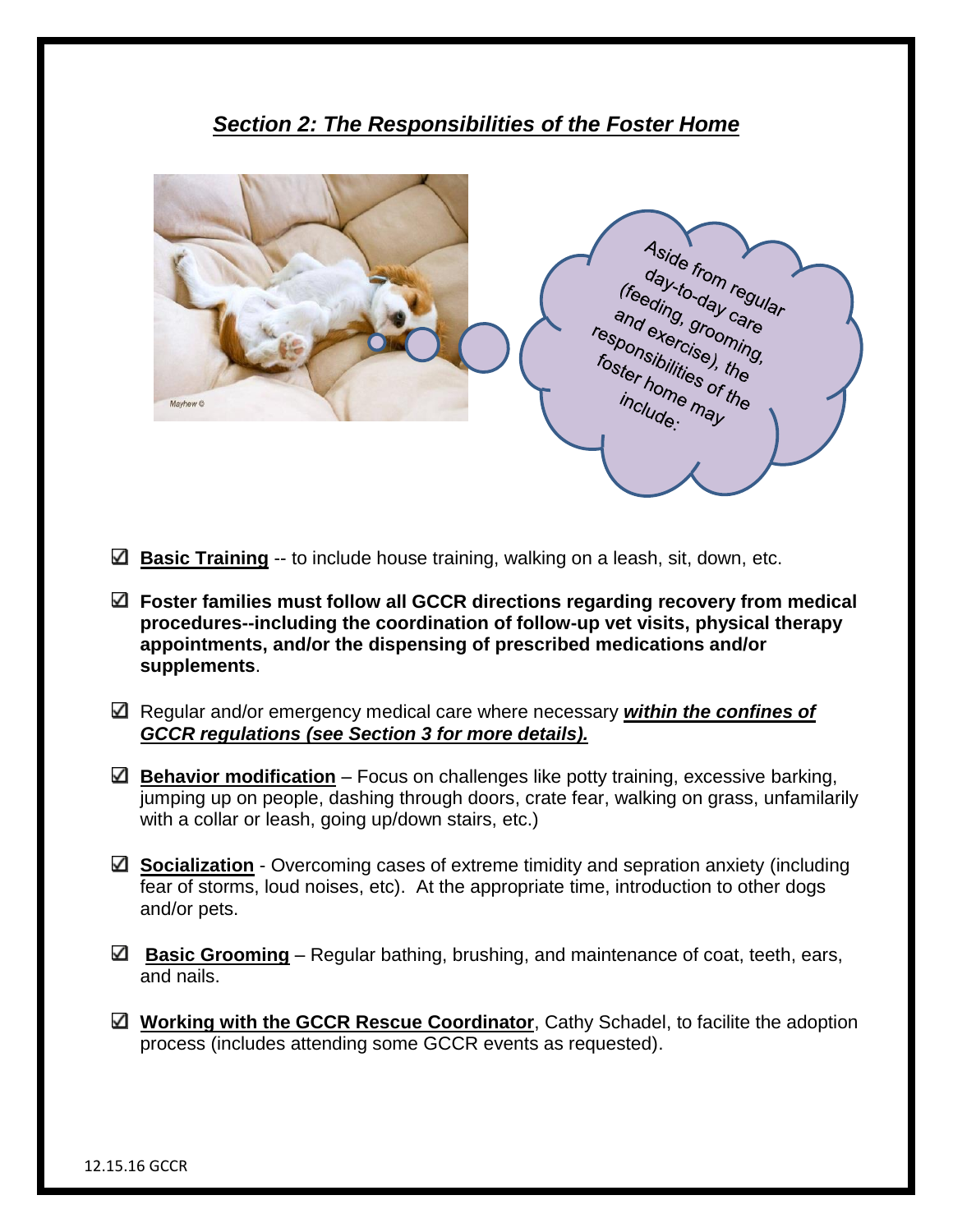## *Section 2: The Responsibilities of the Foster Home*

Aside from regular day-to-day care (feeding, grooming, and exercise), the responsibilities of the foster home may include:

- ☑ **Basic Training** -- to include house training, walking on a leash, sit, down, etc.
- ☑ **Foster families must follow all GCCR directions regarding recovery from medical procedures--including the coordination of follow-up vet visits, physical therapy appointments, and/or the dispensing of prescribed medications and/or supplements**.
- ☑ Regular and/or emergency medical care where necessary ***within the confines of GCCR regulations (see Section 3 for more details).***
- ☑ **Behavior modification** – Focus on challenges like potty training, excessive barking, jumping up on people, dashing through doors, crate fear, walking on grass, unfamilarily with a collar or leash, going up/down stairs, etc.)
- ☑ **Socialization** - Overcoming cases of extreme timidity and sepration anxiety (including fear of storms, loud noises, etc). At the appropriate time, introduction to other dogs and/or pets.
- ☑ **Basic Grooming** – Regular bathing, brushing, and maintenance of coat, teeth, ears, and nails.
- ☑ **Working with the GCCR Rescue Coordinator**, Cathy Schadel, to facilite the adoption process (includes attending some GCCR events as requested).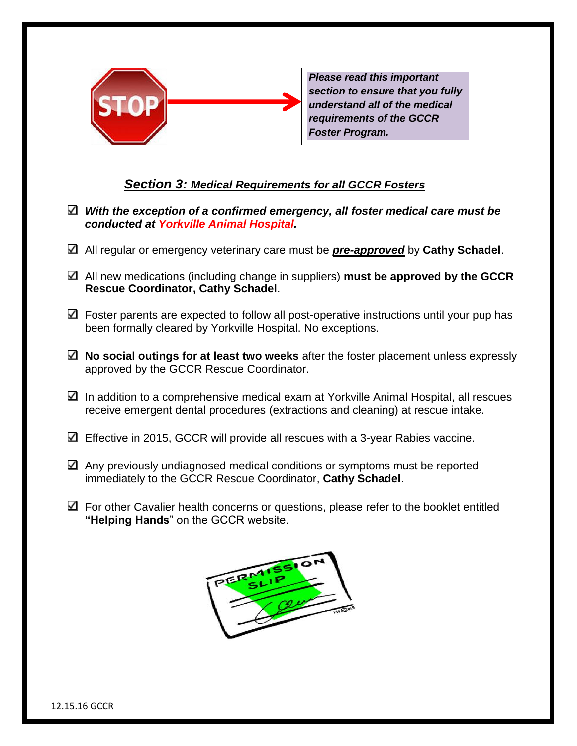***Please read this important section to ensure that you fully understand all of the medical requirements of the GCCR Foster Program.***

## ***Section 3:*** ***Medical Requirements for all GCCR Fosters***

- ☑ ***With the exception of a confirmed emergency, all foster medical care must be conducted at Yorkville Animal Hospital.***
- ☑ All regular or emergency veterinary care must be ***pre-approved*** by **Cathy Schadel**.
- ☑ All new medications (including change in suppliers) **must be approved by the GCCR Rescue Coordinator, Cathy Schadel**.
- ☑ Foster parents are expected to follow all post-operative instructions until your pup has been formally cleared by Yorkville Hospital. No exceptions.
- ☑ **No social outings for at least two weeks** after the foster placement unless expressly approved by the GCCR Rescue Coordinator.
- ☑ In addition to a comprehensive medical exam at Yorkville Animal Hospital, all rescues receive emergent dental procedures (extractions and cleaning) at rescue intake.
- ☑ Effective in 2015, GCCR will provide all rescues with a 3-year Rabies vaccine.
- ☑ Any previously undiagnosed medical conditions or symptoms must be reported immediately to the GCCR Rescue Coordinator, **Cathy Schadel**.
- ☑ For other Cavalier health concerns or questions, please refer to the booklet entitled **"Helping Hands**" on the GCCR website.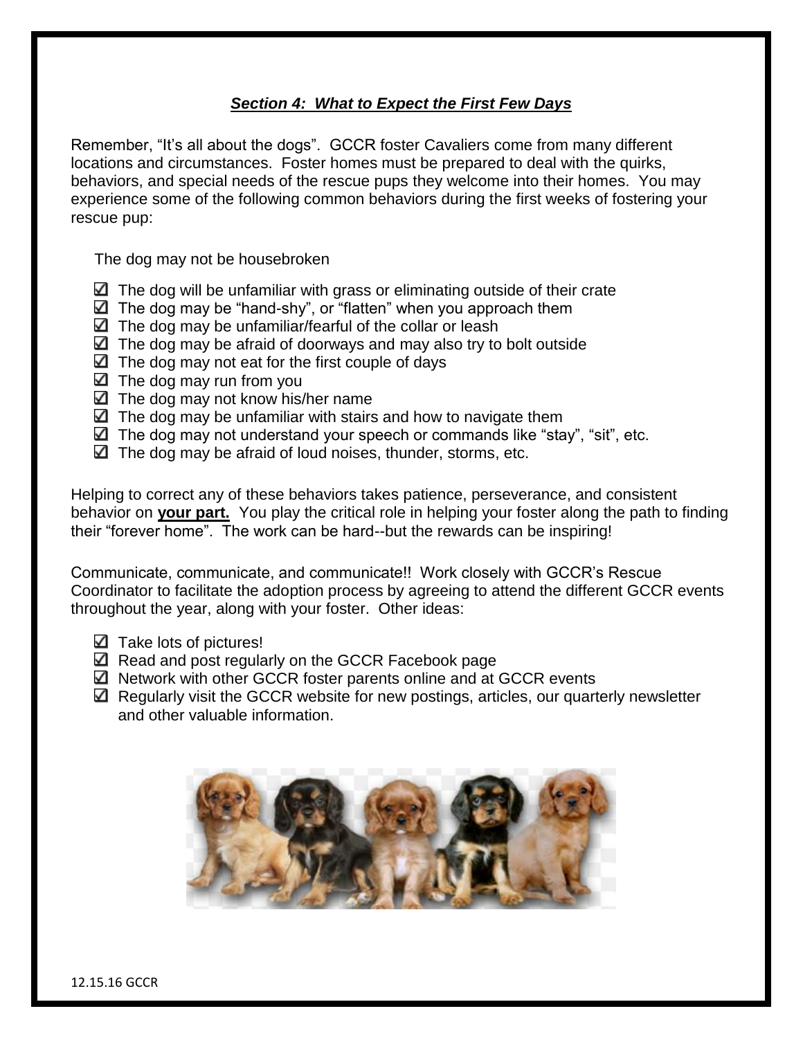## ***Section 4: What to Expect the First Few Days***

Remember, "It's all about the dogs". GCCR foster Cavaliers come from many different locations and circumstances. Foster homes must be prepared to deal with the quirks, behaviors, and special needs of the rescue pups they welcome into their homes. You may experience some of the following common behaviors during the first weeks of fostering your rescue pup:

The dog may not be housebroken

- ☑ The dog will be unfamiliar with grass or eliminating outside of their crate
- ☑ The dog may be "hand-shy", or "flatten" when you approach them
- ☑ The dog may be unfamiliar/fearful of the collar or leash
- ☑ The dog may be afraid of doorways and may also try to bolt outside
- ☑ The dog may not eat for the first couple of days
- ☑ The dog may run from you
- ☑ The dog may not know his/her name
- ☑ The dog may be unfamiliar with stairs and how to navigate them
- ☑ The dog may not understand your speech or commands like "stay", "sit", etc.
- ☑ The dog may be afraid of loud noises, thunder, storms, etc.

Helping to correct any of these behaviors takes patience, perseverance, and consistent behavior on **your part.** You play the critical role in helping your foster along the path to finding their "forever home". The work can be hard--but the rewards can be inspiring!

Communicate, communicate, and communicate!! Work closely with GCCR's Rescue Coordinator to facilitate the adoption process by agreeing to attend the different GCCR events throughout the year, along with your foster. Other ideas:

- ☑ Take lots of pictures!
- ☑ Read and post regularly on the GCCR Facebook page
- ☑ Network with other GCCR foster parents online and at GCCR events
- ☑ Regularly visit the GCCR website for new postings, articles, our quarterly newsletter and other valuable information.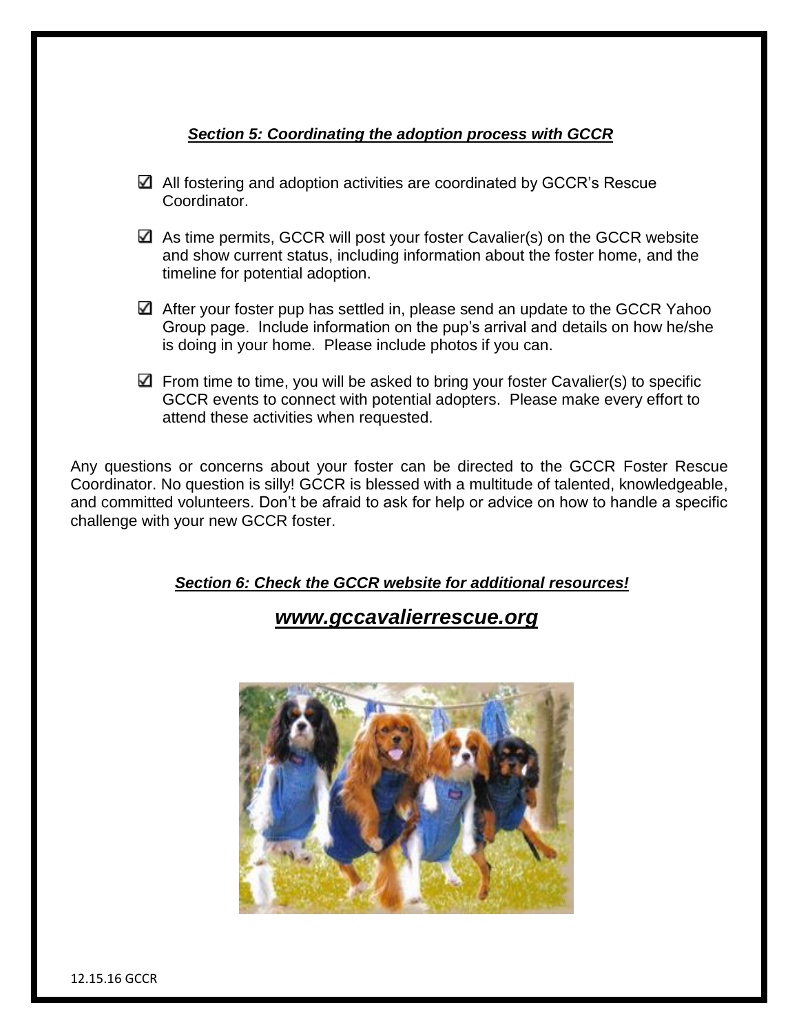***Section 5: Coordinating the adoption process with GCCR***

- ☑ All fostering and adoption activities are coordinated by GCCR's Rescue Coordinator.
- ☑ As time permits, GCCR will post your foster Cavalier(s) on the GCCR website and show current status, including information about the foster home, and the timeline for potential adoption.
- ☑ After your foster pup has settled in, please send an update to the GCCR Yahoo Group page. Include information on the pup's arrival and details on how he/she is doing in your home. Please include photos if you can.
- ☑ From time to time, you will be asked to bring your foster Cavalier(s) to specific GCCR events to connect with potential adopters. Please make every effort to attend these activities when requested.

Any questions or concerns about your foster can be directed to the GCCR Foster Rescue Coordinator. No question is silly! GCCR is blessed with a multitude of talented, knowledgeable, and committed volunteers. Don't be afraid to ask for help or advice on how to handle a specific challenge with your new GCCR foster.

***Section 6: Check the GCCR website for additional resources!***

## ***www.gccavalierrescue.org***

12.15.16 GCCR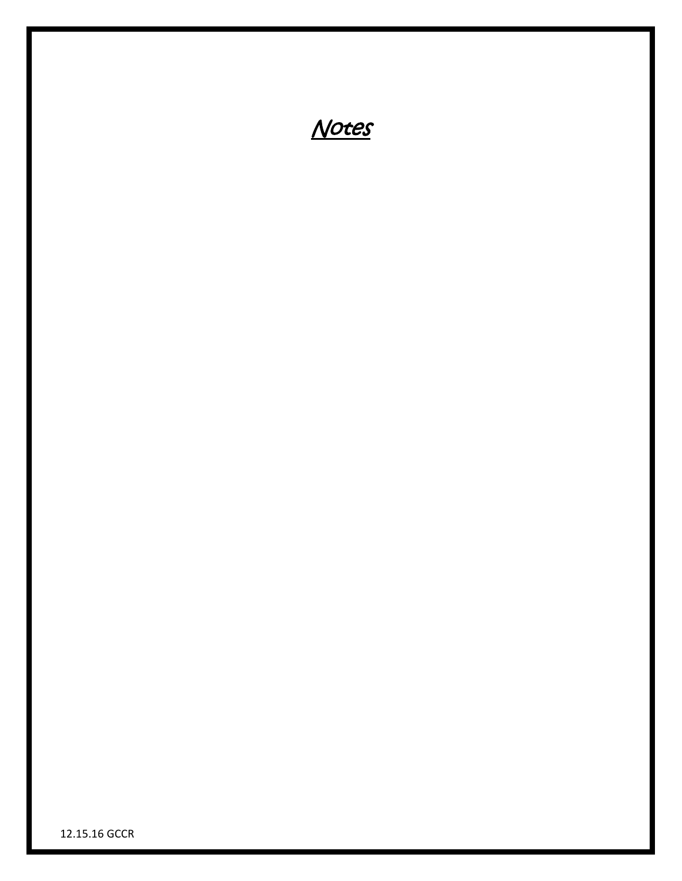# *Notes*

12.15.16 GCCR